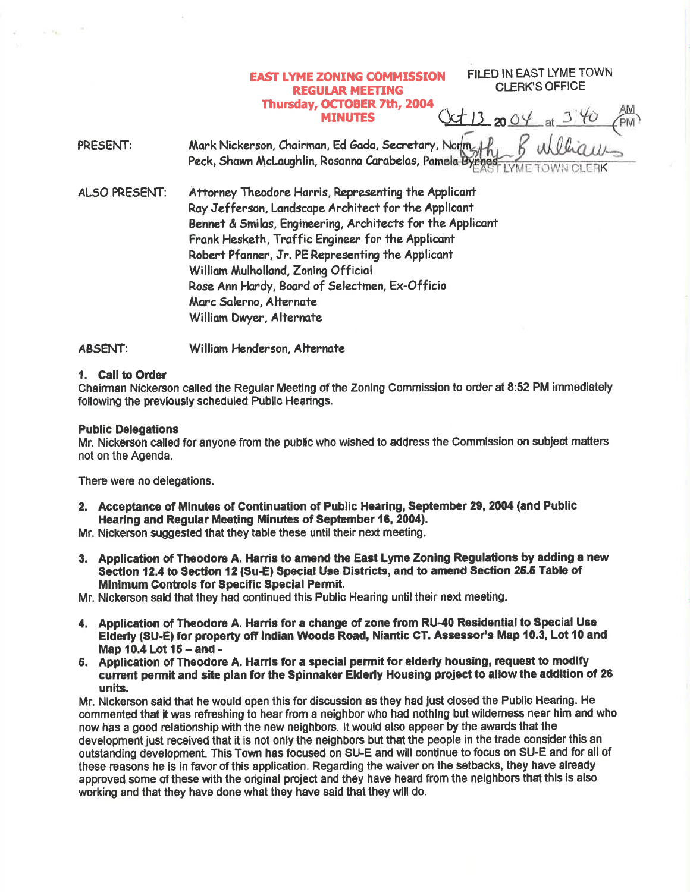# EAST LYME ZONING COMMISSION
## REGULAR MEETING
## Thursday, OCTOBER 7th, 2004
## MINUTES

FILED IN EAST LYME TOWN CLERK'S OFFICE
Oct 13 2004 at 3:40 PM
Esther B. Williams
EAST LYME TOWN CLERK

PRESENT: Mark Nickerson, Chairman, Ed Gada, Secretary, Norm Peck, Shawn McLaughlin, Rosanna Carabelas, Pamela Byrnes

ALSO PRESENT: Attorney Theodore Harris, Representing the Applicant
Ray Jefferson, Landscape Architect for the Applicant
Bennet & Smilas, Engineering, Architects for the Applicant
Frank Hesketh, Traffic Engineer for the Applicant
Robert Pfanner, Jr. PE Representing the Applicant
William Mulholland, Zoning Official
Rose Ann Hardy, Board of Selectmen, Ex-Officio
Marc Salerno, Alternate
William Dwyer, Alternate

ABSENT: William Henderson, Alternate

**1. Call to Order**

Chairman Nickerson called the Regular Meeting of the Zoning Commission to order at 8:52 PM immediately following the previously scheduled Public Hearings.

**Public Delegations**

Mr. Nickerson called for anyone from the public who wished to address the Commission on subject matters not on the Agenda.

There were no delegations.

**2. Acceptance of Minutes of Continuation of Public Hearing, September 29, 2004 (and Public Hearing and Regular Meeting Minutes of September 16, 2004).**

Mr. Nickerson suggested that they table these until their next meeting.

**3. Application of Theodore A. Harris to amend the East Lyme Zoning Regulations by adding a new Section 12.4 to Section 12 (Su-E) Special Use Districts, and to amend Section 25.5 Table of Minimum Controls for Specific Special Permit.**

Mr. Nickerson said that they had continued this Public Hearing until their next meeting.

**4. Application of Theodore A. Harris for a change of zone from RU-40 Residential to Special Use Elderly (SU-E) for property off Indian Woods Road, Niantic CT. Assessor's Map 10.3, Lot 10 and Map 10.4 Lot 15 – and -**

**5. Application of Theodore A. Harris for a special permit for elderly housing, request to modify current permit and site plan for the Spinnaker Elderly Housing project to allow the addition of 26 units.**

Mr. Nickerson said that he would open this for discussion as they had just closed the Public Hearing. He commented that it was refreshing to hear from a neighbor who had nothing but wilderness near him and who now has a good relationship with the new neighbors. It would also appear by the awards that the development just received that it is not only the neighbors but that the people in the trade consider this an outstanding development. This Town has focused on SU-E and will continue to focus on SU-E and for all of these reasons he is in favor of this application. Regarding the waiver on the setbacks, they have already approved some of these with the original project and they have heard from the neighbors that this is also working and that they have done what they have said that they will do.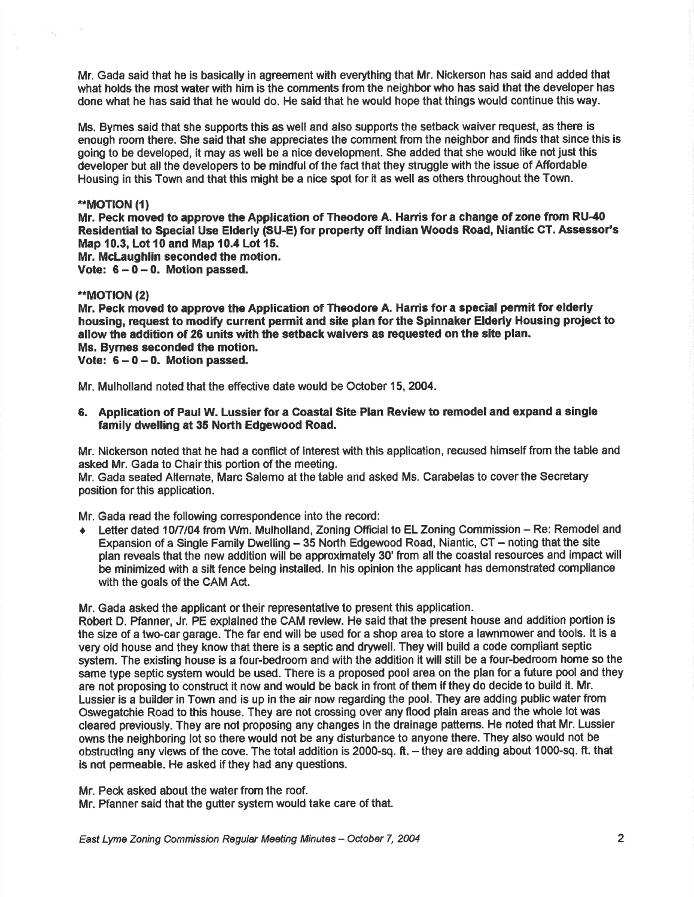Mr. Gada said that he is basically in agreement with everything that Mr. Nickerson has said and added that what holds the most water with him is the comments from the neighbor who has said that the developer has done what he has said that he would do. He said that he would hope that things would continue this way.

Ms. Byrnes said that she supports this as well and also supports the setback waiver request, as there is enough room there. She said that she appreciates the comment from the neighbor and finds that since this is going to be developed, it may as well be a nice development. She added that she would like not just this developer but all the developers to be mindful of the fact that they struggle with the issue of Affordable Housing in this Town and that this might be a nice spot for it as well as others throughout the Town.

****MOTION (1)**
**Mr. Peck moved to approve the Application of Theodore A. Harris for a change of zone from RU-40 Residential to Special Use Elderly (SU-E) for property off Indian Woods Road, Niantic CT. Assessor's Map 10.3, Lot 10 and Map 10.4 Lot 15.**
**Mr. McLaughlin seconded the motion.**
**Vote: 6 – 0 – 0. Motion passed.**

****MOTION (2)**
**Mr. Peck moved to approve the Application of Theodore A. Harris for a special permit for elderly housing, request to modify current permit and site plan for the Spinnaker Elderly Housing project to allow the addition of 26 units with the setback waivers as requested on the site plan.**
**Ms. Byrnes seconded the motion.**
**Vote: 6 – 0 – 0. Motion passed.**

Mr. Mulholland noted that the effective date would be October 15, 2004.

**6. Application of Paul W. Lussier for a Coastal Site Plan Review to remodel and expand a single family dwelling at 35 North Edgewood Road.**

Mr. Nickerson noted that he had a conflict of interest with this application, recused himself from the table and asked Mr. Gada to Chair this portion of the meeting.
Mr. Gada seated Alternate, Marc Salerno at the table and asked Ms. Carabelas to cover the Secretary position for this application.

Mr. Gada read the following correspondence into the record:

- Letter dated 10/7/04 from Wm. Mulholland, Zoning Official to EL Zoning Commission – Re: Remodel and Expansion of a Single Family Dwelling – 35 North Edgewood Road, Niantic, CT – noting that the site plan reveals that the new addition will be approximately 30' from all the coastal resources and impact will be minimized with a silt fence being installed. In his opinion the applicant has demonstrated compliance with the goals of the CAM Act.

Mr. Gada asked the applicant or their representative to present this application.
Robert D. Pfanner, Jr. PE explained the CAM review. He said that the present house and addition portion is the size of a two-car garage. The far end will be used for a shop area to store a lawnmower and tools. It is a very old house and they know that there is a septic and drywell. They will build a code compliant septic system. The existing house is a four-bedroom and with the addition it will still be a four-bedroom home so the same type septic system would be used. There is a proposed pool area on the plan for a future pool and they are not proposing to construct it now and would be back in front of them if they do decide to build it. Mr. Lussier is a builder in Town and is up in the air now regarding the pool. They are adding public water from Oswegatchie Road to this house. They are not crossing over any flood plain areas and the whole lot was cleared previously. They are not proposing any changes in the drainage patterns. He noted that Mr. Lussier owns the neighboring lot so there would not be any disturbance to anyone there. They also would not be obstructing any views of the cove. The total addition is 2000-sq. ft. – they are adding about 1000-sq. ft. that is not permeable. He asked if they had any questions.

Mr. Peck asked about the water from the roof.
Mr. Pfanner said that the gutter system would take care of that.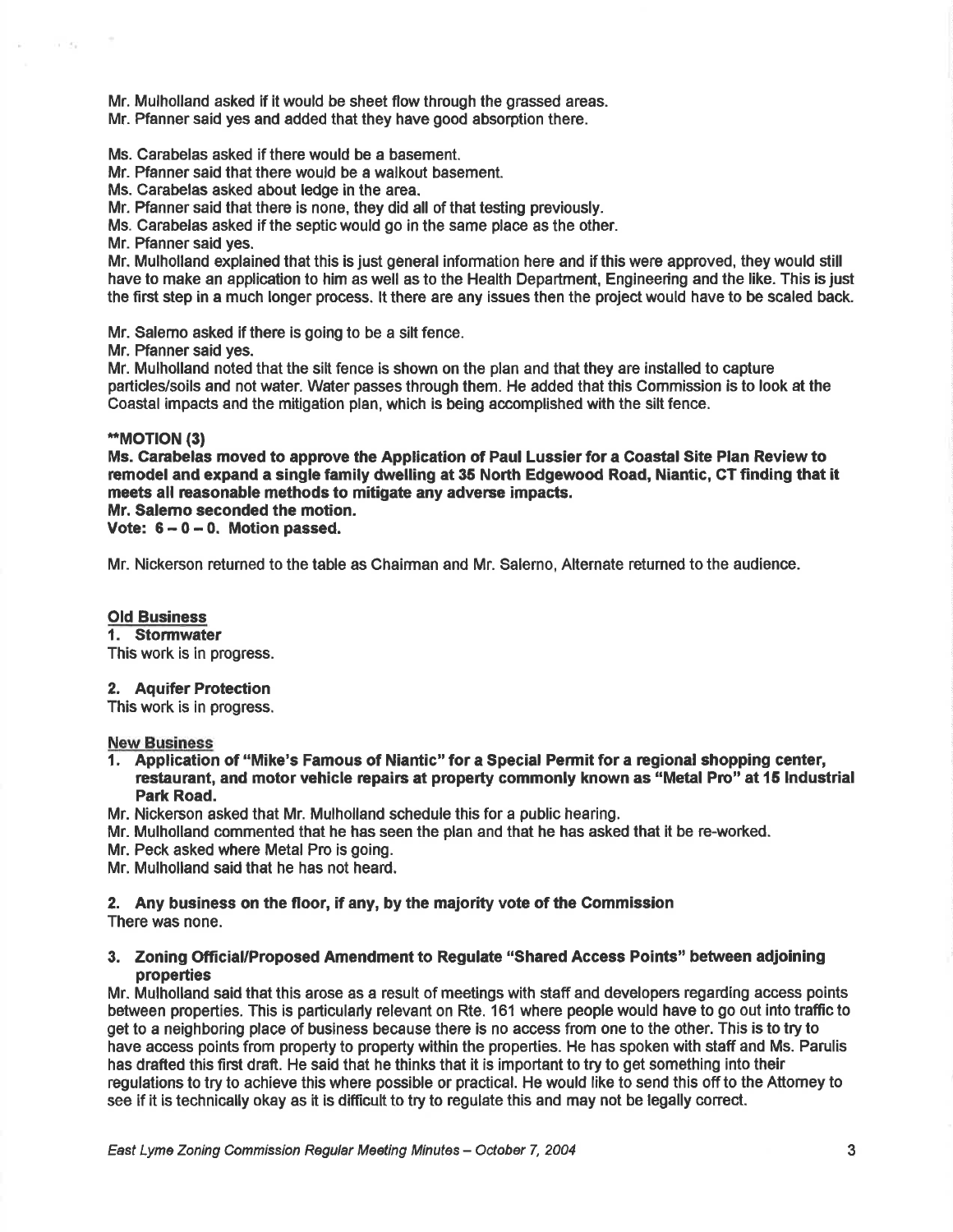Mr. Mulholland asked if it would be sheet flow through the grassed areas.
Mr. Pfanner said yes and added that they have good absorption there.

Ms. Carabelas asked if there would be a basement.
Mr. Pfanner said that there would be a walkout basement.
Ms. Carabelas asked about ledge in the area.
Mr. Pfanner said that there is none, they did all of that testing previously.
Ms. Carabelas asked if the septic would go in the same place as the other.
Mr. Pfanner said yes.
Mr. Mulholland explained that this is just general information here and if this were approved, they would still have to make an application to him as well as to the Health Department, Engineering and the like. This is just the first step in a much longer process. It there are any issues then the project would have to be scaled back.

Mr. Salerno asked if there is going to be a silt fence.
Mr. Pfanner said yes.
Mr. Mulholland noted that the silt fence is shown on the plan and that they are installed to capture particles/soils and not water. Water passes through them. He added that this Commission is to look at the Coastal impacts and the mitigation plan, which is being accomplished with the silt fence.

****MOTION (3)**
**Ms. Carabelas moved to approve the Application of Paul Lussier for a Coastal Site Plan Review to remodel and expand a single family dwelling at 35 North Edgewood Road, Niantic, CT finding that it meets all reasonable methods to mitigate any adverse impacts.**
**Mr. Salerno seconded the motion.**
**Vote: 6 – 0 – 0. Motion passed.**

Mr. Nickerson returned to the table as Chairman and Mr. Salerno, Alternate returned to the audience.

**Old Business**

**1. Stormwater**
This work is in progress.

**2. Aquifer Protection**
This work is in progress.

**New Business**

**1. Application of "Mike's Famous of Niantic" for a Special Permit for a regional shopping center, restaurant, and motor vehicle repairs at property commonly known as "Metal Pro" at 15 Industrial Park Road.**

Mr. Nickerson asked that Mr. Mulholland schedule this for a public hearing.
Mr. Mulholland commented that he has seen the plan and that he has asked that it be re-worked.
Mr. Peck asked where Metal Pro is going.
Mr. Mulholland said that he has not heard.

**2. Any business on the floor, if any, by the majority vote of the Commission**
There was none.

**3. Zoning Official/Proposed Amendment to Regulate "Shared Access Points" between adjoining properties**

Mr. Mulholland said that this arose as a result of meetings with staff and developers regarding access points between properties. This is particularly relevant on Rte. 161 where people would have to go out into traffic to get to a neighboring place of business because there is no access from one to the other. This is to try to have access points from property to property within the properties. He has spoken with staff and Ms. Parulis has drafted this first draft. He said that he thinks that it is important to try to get something into their regulations to try to achieve this where possible or practical. He would like to send this off to the Attorney to see if it is technically okay as it is difficult to try to regulate this and may not be legally correct.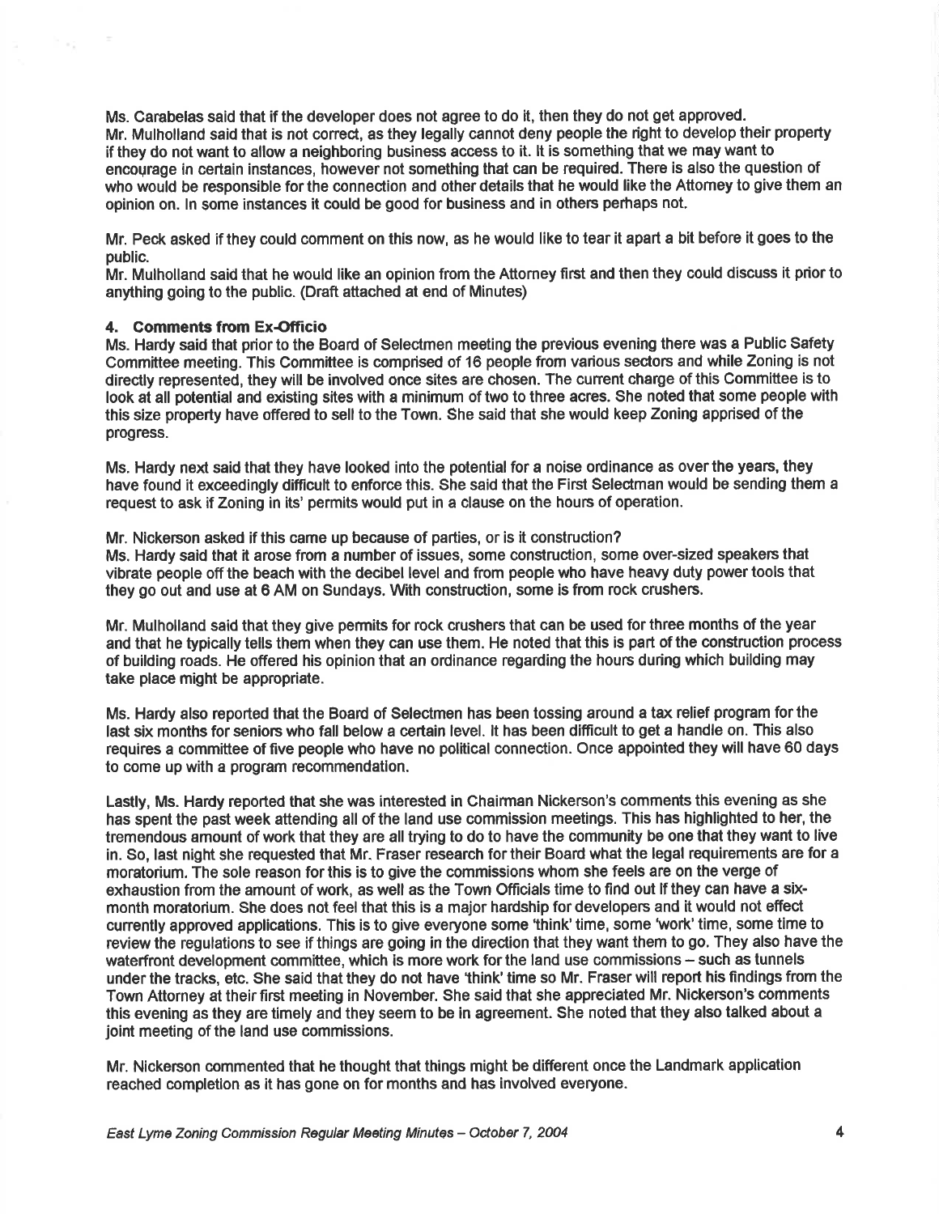Ms. Carabelas said that if the developer does not agree to do it, then they do not get approved.
Mr. Mulholland said that is not correct, as they legally cannot deny people the right to develop their property if they do not want to allow a neighboring business access to it. It is something that we may want to encourage in certain instances, however not something that can be required. There is also the question of who would be responsible for the connection and other details that he would like the Attorney to give them an opinion on. In some instances it could be good for business and in others perhaps not.

Mr. Peck asked if they could comment on this now, as he would like to tear it apart a bit before it goes to the public.
Mr. Mulholland said that he would like an opinion from the Attorney first and then they could discuss it prior to anything going to the public. (Draft attached at end of Minutes)

**4. Comments from Ex-Officio**

Ms. Hardy said that prior to the Board of Selectmen meeting the previous evening there was a Public Safety Committee meeting. This Committee is comprised of 16 people from various sectors and while Zoning is not directly represented, they will be involved once sites are chosen. The current charge of this Committee is to look at all potential and existing sites with a minimum of two to three acres. She noted that some people with this size property have offered to sell to the Town. She said that she would keep Zoning apprised of the progress.

Ms. Hardy next said that they have looked into the potential for a noise ordinance as over the years, they have found it exceedingly difficult to enforce this. She said that the First Selectman would be sending them a request to ask if Zoning in its' permits would put in a clause on the hours of operation.

Mr. Nickerson asked if this came up because of parties, or is it construction?
Ms. Hardy said that it arose from a number of issues, some construction, some over-sized speakers that vibrate people off the beach with the decibel level and from people who have heavy duty power tools that they go out and use at 6 AM on Sundays. With construction, some is from rock crushers.

Mr. Mulholland said that they give permits for rock crushers that can be used for three months of the year and that he typically tells them when they can use them. He noted that this is part of the construction process of building roads. He offered his opinion that an ordinance regarding the hours during which building may take place might be appropriate.

Ms. Hardy also reported that the Board of Selectmen has been tossing around a tax relief program for the last six months for seniors who fall below a certain level. It has been difficult to get a handle on. This also requires a committee of five people who have no political connection. Once appointed they will have 60 days to come up with a program recommendation.

Lastly, Ms. Hardy reported that she was interested in Chairman Nickerson's comments this evening as she has spent the past week attending all of the land use commission meetings. This has highlighted to her, the tremendous amount of work that they are all trying to do to have the community be one that they want to live in. So, last night she requested that Mr. Fraser research for their Board what the legal requirements are for a moratorium. The sole reason for this is to give the commissions whom she feels are on the verge of exhaustion from the amount of work, as well as the Town Officials time to find out if they can have a six-month moratorium. She does not feel that this is a major hardship for developers and it would not effect currently approved applications. This is to give everyone some 'think' time, some 'work' time, some time to review the regulations to see if things are going in the direction that they want them to go. They also have the waterfront development committee, which is more work for the land use commissions – such as tunnels under the tracks, etc. She said that they do not have 'think' time so Mr. Fraser will report his findings from the Town Attorney at their first meeting in November. She said that she appreciated Mr. Nickerson's comments this evening as they are timely and they seem to be in agreement. She noted that they also talked about a joint meeting of the land use commissions.

Mr. Nickerson commented that he thought that things might be different once the Landmark application reached completion as it has gone on for months and has involved everyone.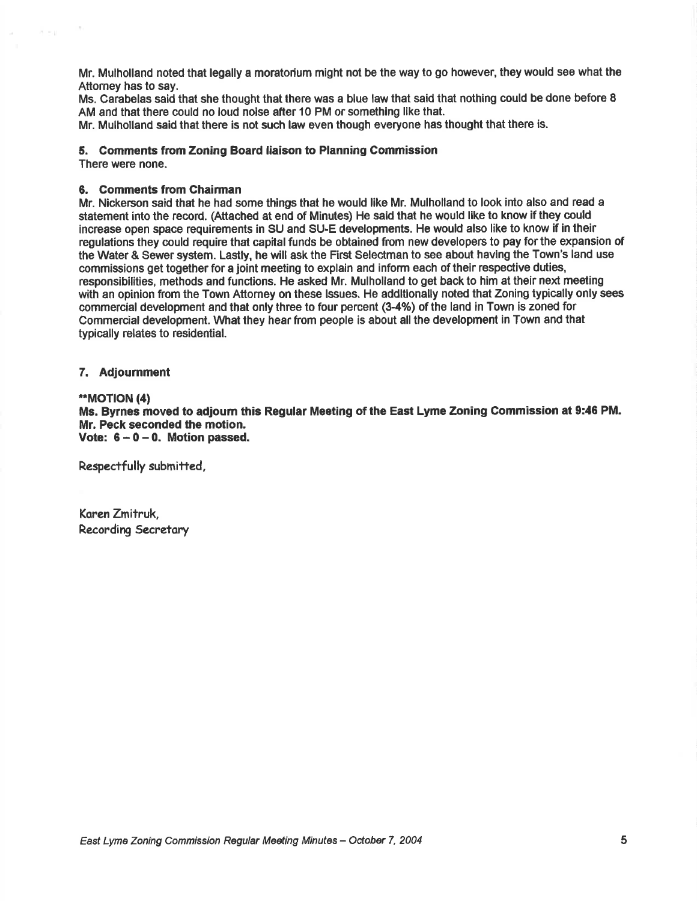Mr. Mulholland noted that legally a moratorium might not be the way to go however, they would see what the Attorney has to say.

Ms. Carabelas said that she thought that there was a blue law that said that nothing could be done before 8 AM and that there could no loud noise after 10 PM or something like that.

Mr. Mulholland said that there is not such law even though everyone has thought that there is.

**5. Comments from Zoning Board liaison to Planning Commission**

There were none.

**6. Comments from Chairman**

Mr. Nickerson said that he had some things that he would like Mr. Mulholland to look into also and read a statement into the record. (Attached at end of Minutes) He said that he would like to know if they could increase open space requirements in SU and SU-E developments. He would also like to know if in their regulations they could require that capital funds be obtained from new developers to pay for the expansion of the Water & Sewer system. Lastly, he will ask the First Selectman to see about having the Town's land use commissions get together for a joint meeting to explain and inform each of their respective duties, responsibilities, methods and functions. He asked Mr. Mulholland to get back to him at their next meeting with an opinion from the Town Attorney on these issues. He additionally noted that Zoning typically only sees commercial development and that only three to four percent (3-4%) of the land in Town is zoned for Commercial development. What they hear from people is about all the development in Town and that typically relates to residential.

**7. Adjournment**

****MOTION (4)**

**Ms. Byrnes moved to adjourn this Regular Meeting of the East Lyme Zoning Commission at 9:46 PM.**
**Mr. Peck seconded the motion.**
**Vote: 6 – 0 – 0. Motion passed.**

Respectfully submitted,

Karen Zmitruk,
Recording Secretary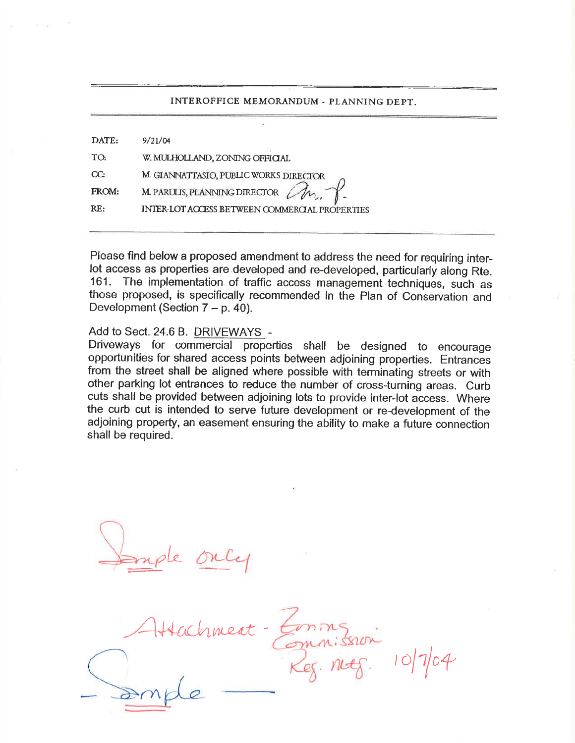INTEROFFICE MEMORANDUM - PLANNING DEPT.

| | |
|---|---|
| DATE: | 9/21/04 |
| TO: | W. MULHOLLAND, ZONING OFFICIAL |
| CC: | M. GIANNATTASIO, PUBLIC WORKS DIRECTOR |
| FROM: | M. PARULIS, PLANNING DIRECTOR |
| RE: | INTER-LOT ACCESS BETWEEN COMMERCIAL PROPERTIES |

Please find below a proposed amendment to address the need for requiring inter-lot access as properties are developed and re-developed, particularly along Rte. 161. The implementation of traffic access management techniques, such as those proposed, is specifically recommended in the Plan of Conservation and Development (Section 7 – p. 40).

Add to Sect. 24.6 B. DRIVEWAYS -
Driveways for commercial properties shall be designed to encourage opportunities for shared access points between adjoining properties. Entrances from the street shall be aligned where possible with terminating streets or with other parking lot entrances to reduce the number of cross-turning areas. Curb cuts shall be provided between adjoining lots to provide inter-lot access. Where the curb cut is intended to serve future development or re-development of the adjoining property, an easement ensuring the ability to make a future connection shall be required.

Sample only

Attachment - Zoning Commission Reg. mtg. 10/7/04

Sample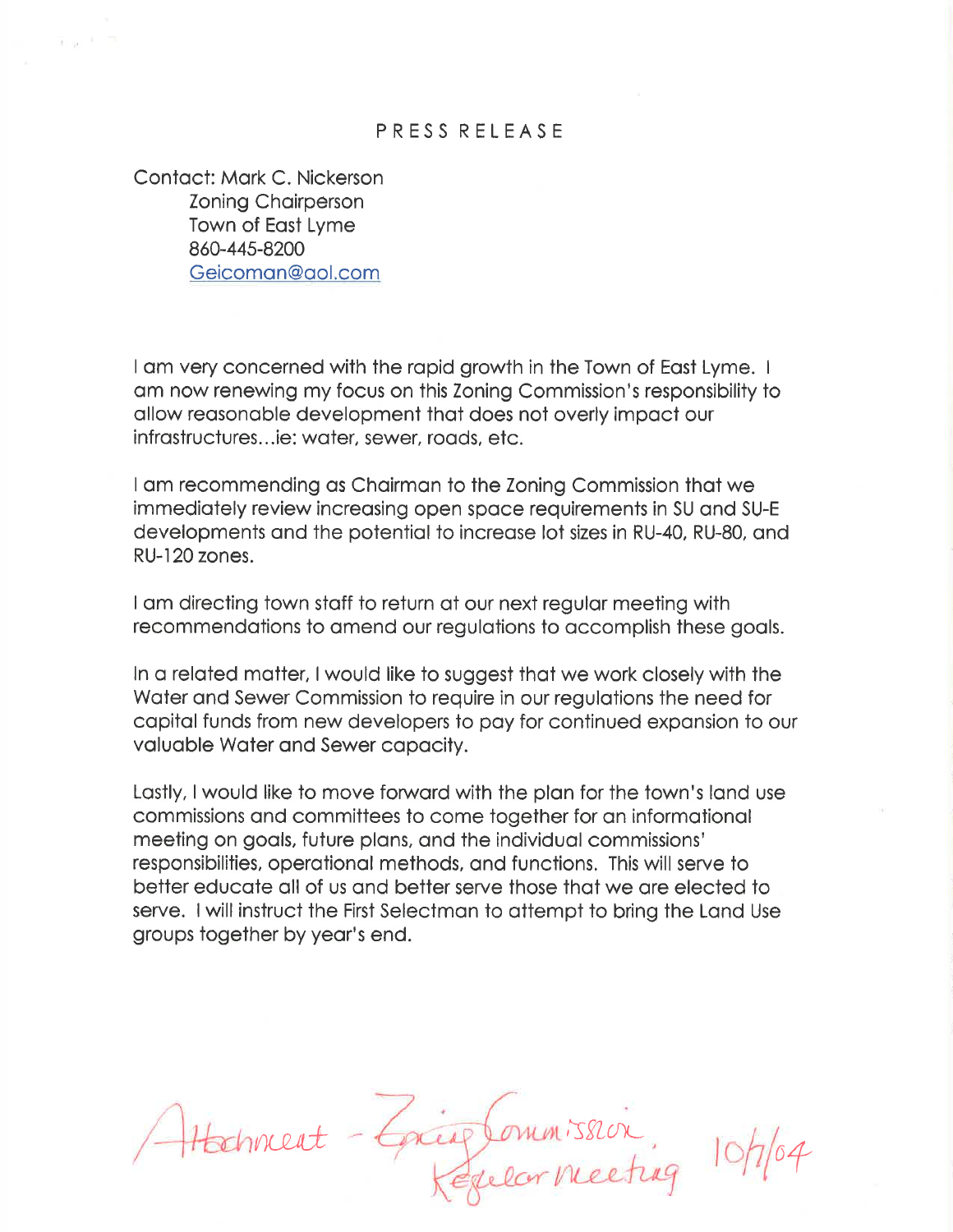# PRESS RELEASE

Contact: Mark C. Nickerson
Zoning Chairperson
Town of East Lyme
860-445-8200
Geicoman@aol.com

I am very concerned with the rapid growth in the Town of East Lyme. I am now renewing my focus on this Zoning Commission's responsibility to allow reasonable development that does not overly impact our infrastructures…ie: water, sewer, roads, etc.

I am recommending as Chairman to the Zoning Commission that we immediately review increasing open space requirements in SU and SU-E developments and the potential to increase lot sizes in RU-40, RU-80, and RU-120 zones.

I am directing town staff to return at our next regular meeting with recommendations to amend our regulations to accomplish these goals.

In a related matter, I would like to suggest that we work closely with the Water and Sewer Commission to require in our regulations the need for capital funds from new developers to pay for continued expansion to our valuable Water and Sewer capacity.

Lastly, I would like to move forward with the plan for the town's land use commissions and committees to come together for an informational meeting on goals, future plans, and the individual commissions' responsibilities, operational methods, and functions. This will serve to better educate all of us and better serve those that we are elected to serve. I will instruct the First Selectman to attempt to bring the Land Use groups together by year's end.

Attachment - Zoning Commission Regular Meeting 10/7/04